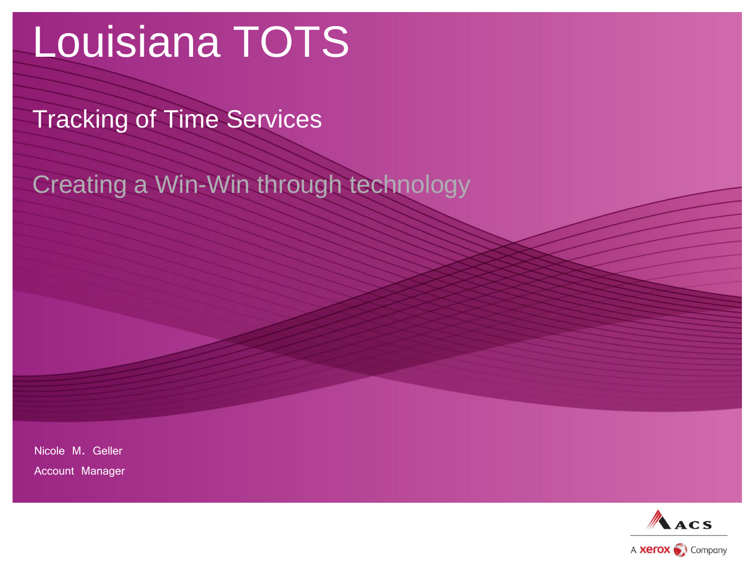# Louisiana TOTS

## Tracking of Time Services

### Creating a Win-Win through technology

Nicole M. Geller

Account Manager

ACS

A xerox Company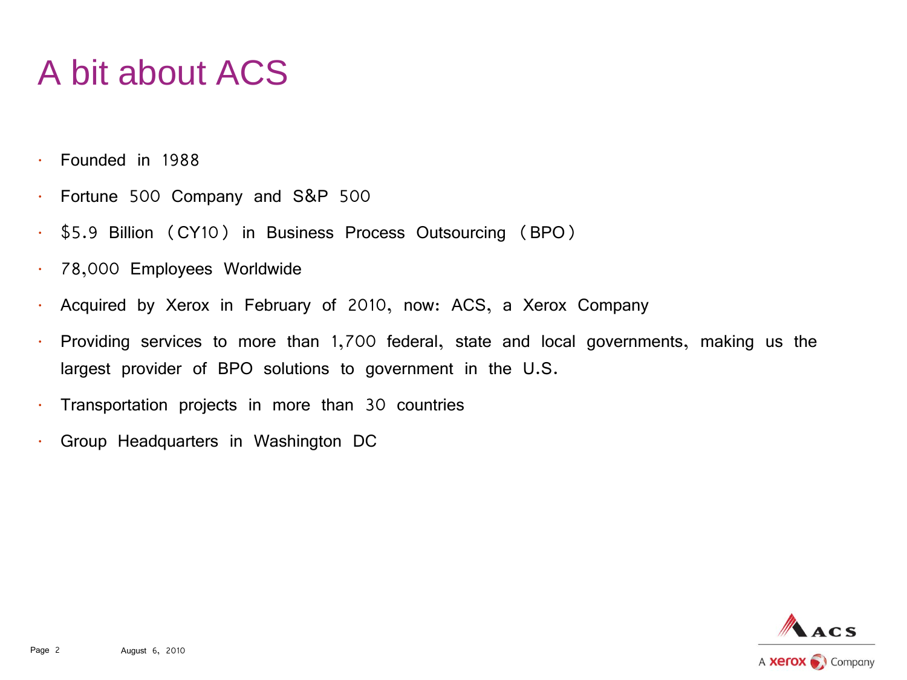# A bit about ACS

- Founded in 1988
- Fortune 500 Company and S&P 500
- $5.9 Billion (CY10) in Business Process Outsourcing (BPO)
- 78,000 Employees Worldwide
- Acquired by Xerox in February of 2010, now: ACS, a Xerox Company
- Providing services to more than 1,700 federal, state and local governments, making us the largest provider of BPO solutions to government in the U.S.
- Transportation projects in more than 30 countries
- Group Headquarters in Washington DC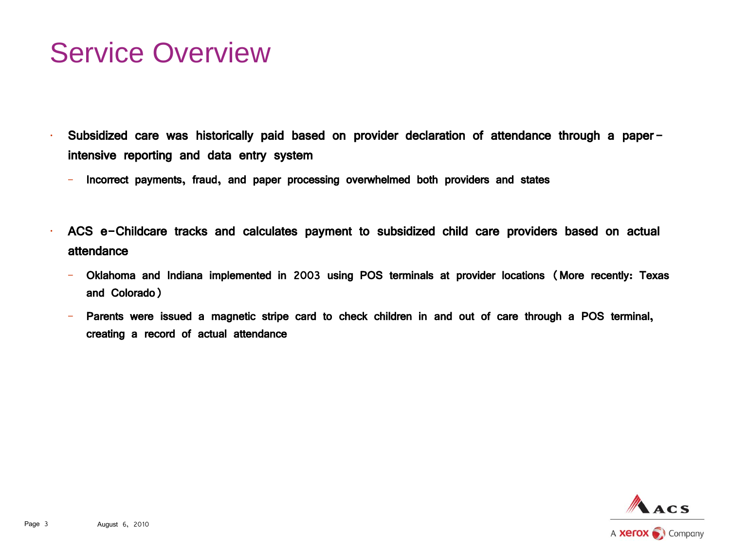# Service Overview

- Subsidized care was historically paid based on provider declaration of attendance through a paper-intensive reporting and data entry system
  - Incorrect payments, fraud, and paper processing overwhelmed both providers and states

- ACS e-Childcare tracks and calculates payment to subsidized child care providers based on actual attendance
  - Oklahoma and Indiana implemented in 2003 using POS terminals at provider locations (More recently: Texas and Colorado)
  - Parents were issued a magnetic stripe card to check children in and out of care through a POS terminal, creating a record of actual attendance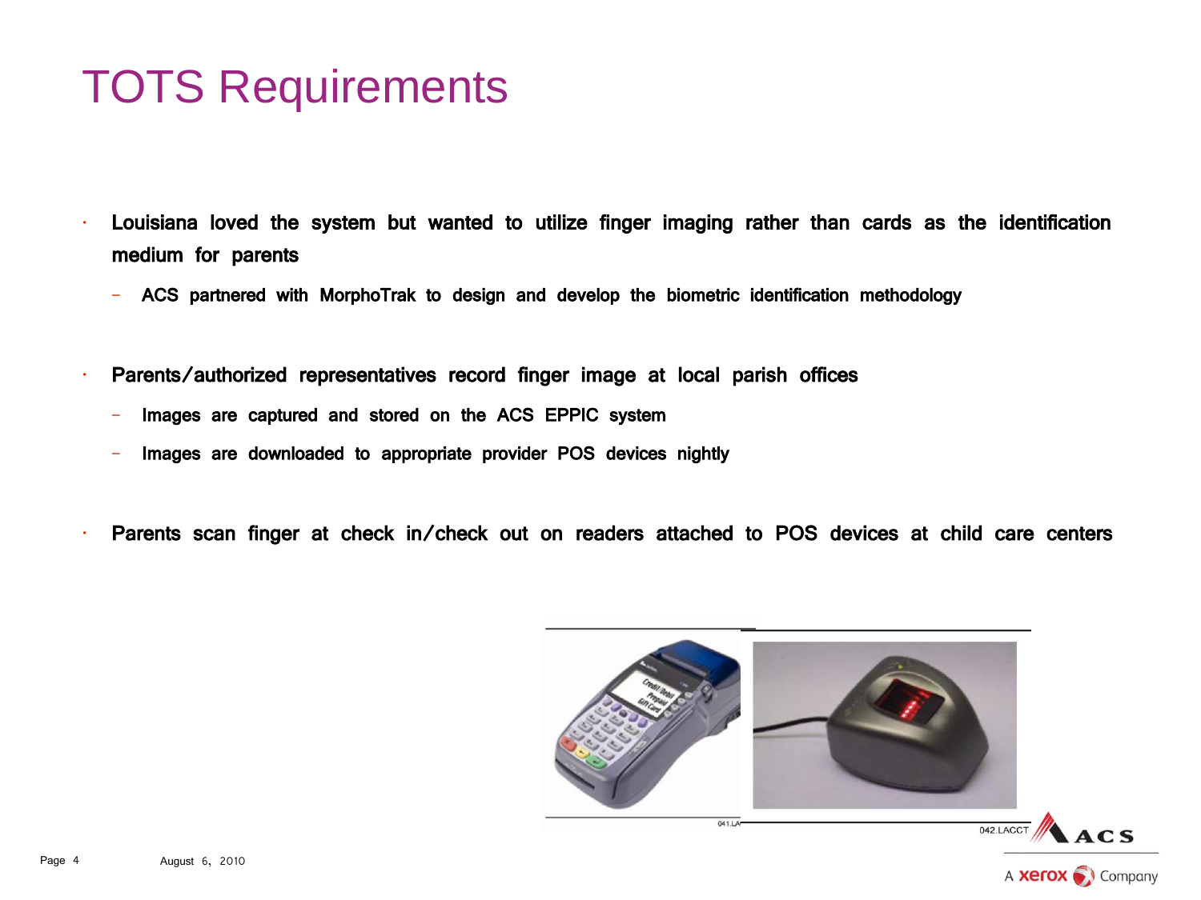# TOTS Requirements

- Louisiana loved the system but wanted to utilize finger imaging rather than cards as the identification medium for parents
  - ACS partnered with MorphoTrak to design and develop the biometric identification methodology
- Parents/authorized representatives record finger image at local parish offices
  - Images are captured and stored on the ACS EPPIC system
  - Images are downloaded to appropriate provider POS devices nightly
- Parents scan finger at check in/check out on readers attached to POS devices at child care centers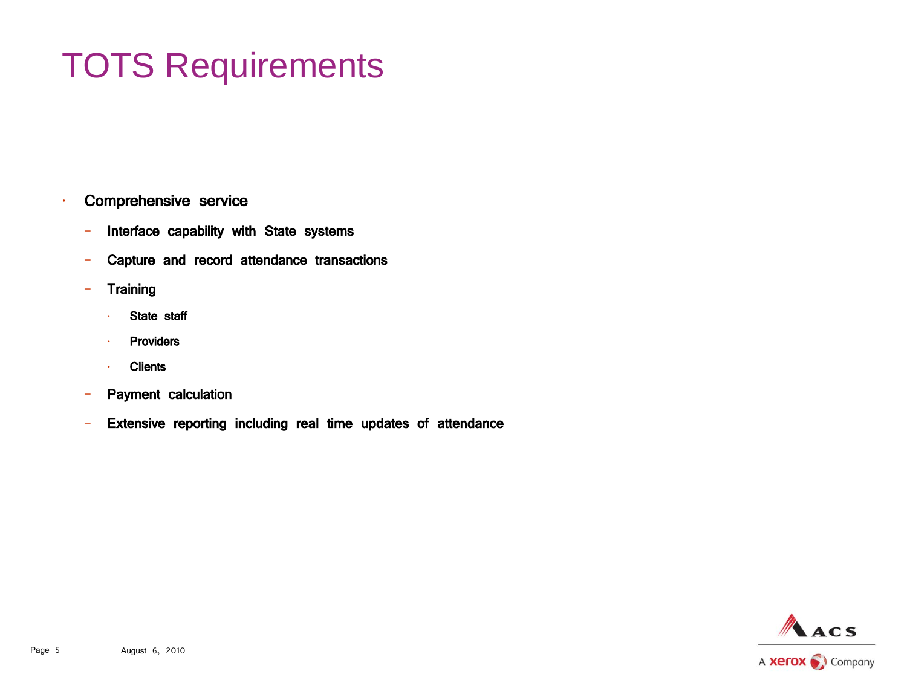# TOTS Requirements

- **Comprehensive service**
  - **Interface capability with State systems**
  - **Capture and record attendance transactions**
  - **Training**
    - **State staff**
    - **Providers**
    - **Clients**
  - **Payment calculation**
  - **Extensive reporting including real time updates of attendance**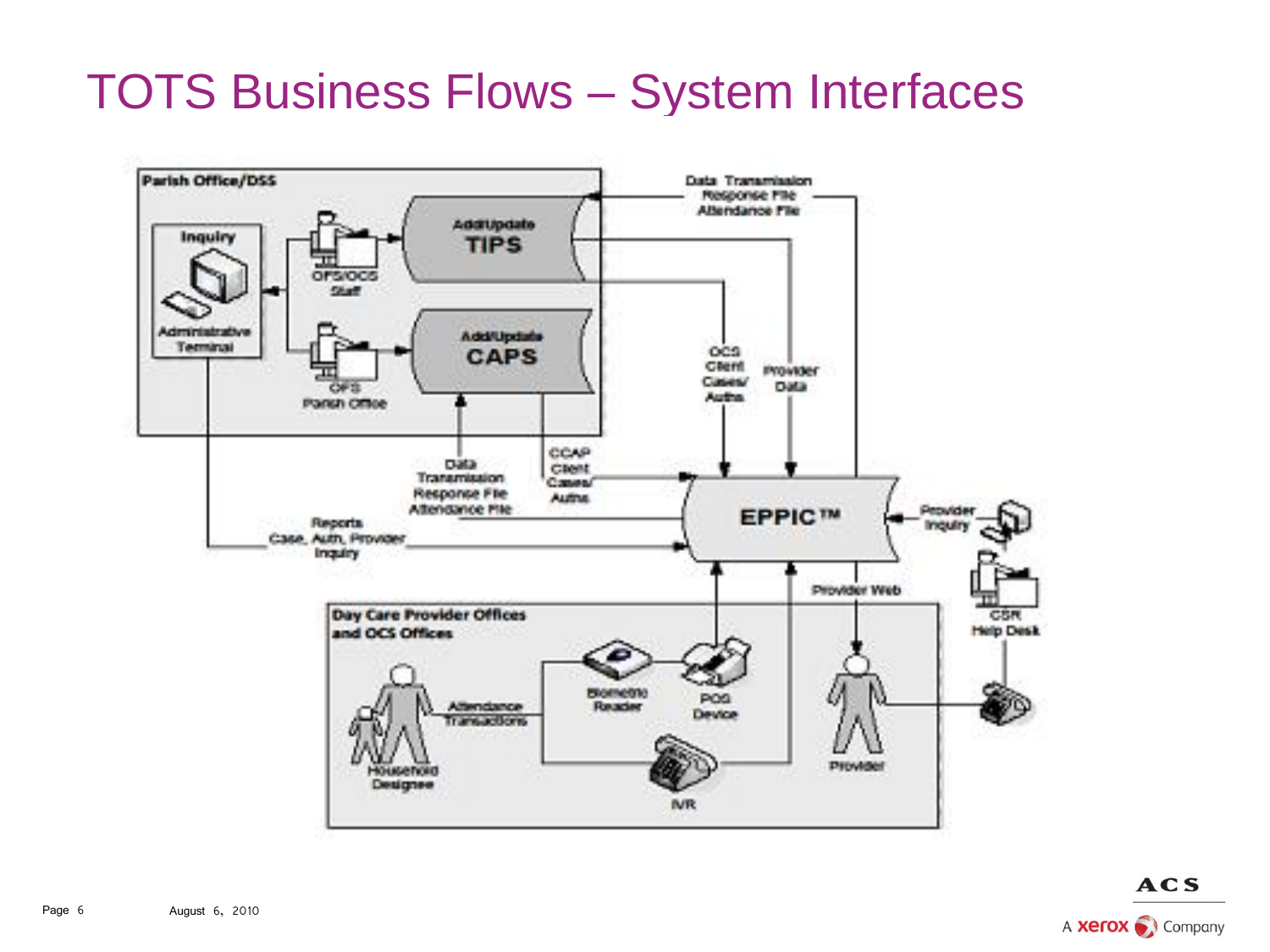# TOTS Business Flows – System Interfaces

**Parish Office/DSS**

- Inquiry
  - Administrative Terminal
- OFS/OCS Staff → Add/Update **TIPS**
- OFS Parish Office → Add/Update **CAPS**

Data Transmission, Response File, Attendance File

OCS Client Cases/ Auths

Provider Data

Data Transmission, Response File, Attendance File

CCAP Client Cases/ Auths

Reports, Case, Auth, Provider Inquiry

**EPPIC™**

Provider Inquiry

CSR Help Desk

Provider Web

**Day Care Provider Offices and OCS Offices**

- Household Designee
- Attendance Transactions
- Biometric Reader
- POS Device
- IVR
- Provider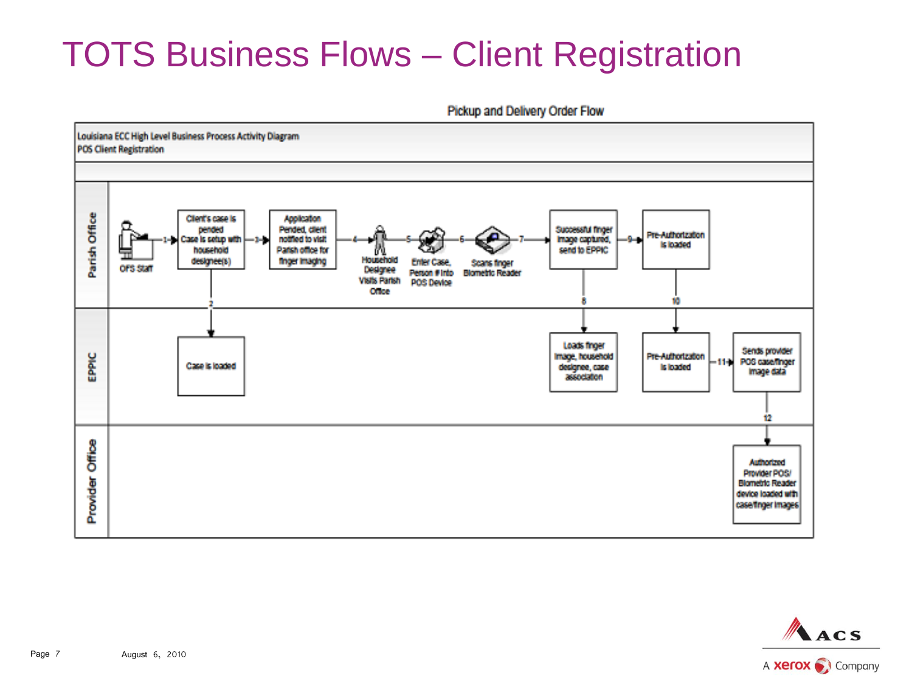# TOTS Business Flows – Client Registration

Pickup and Delivery Order Flow

Louisiana ECC High Level Business Process Activity Diagram
POS Client Registration

**Parish Office**

- OFS Staff —1→ Client's case is pended Case is setup with household designee(s) —3→ Application Pended, client notified to visit Parish office for finger imaging —4→ Household Designee Visits Parish Office —5→ Enter Case, Person # into POS Device —6→ Scans finger Biometric Reader —7→ Successful finger image captured, send to EPPIC —9→ Pre-Authorization is loaded

**EPPIC**

- (2) Case is loaded
- (8) Loads finger image, household designee, case association
- (10) Pre-Authorization is loaded —11→ Sends provider POS case/finger image data

**Provider Office**

- (12) Authorized Provider POS/ Biometric Reader device loaded with case/finger images

August 6, 2010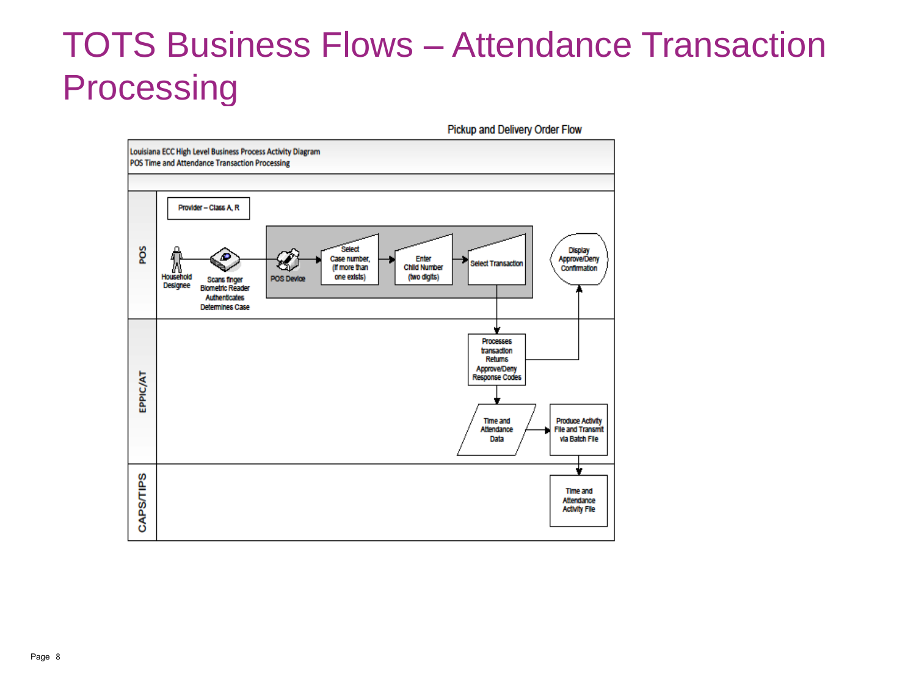# TOTS Business Flows – Attendance Transaction Processing

Pickup and Delivery Order Flow

Louisiana ECC High Level Business Process Activity Diagram
POS Time and Attendance Transaction Processing

**POS**

Provider – Class A, R

Household Designee → Scans finger Biometric Reader Authenticates Determines Case → POS Device → Select Case number, (If more than one exists) → Enter Child Number (two digits) → Select Transaction

Display Approve/Deny Confirmation

**EPPIC/AT**

Processes transaction Returns Approve/Deny Response Codes

Time and Attendance Data → Produce Activity File and Transmit via Batch File

**CAPS/TIPS**

Time and Attendance Activity File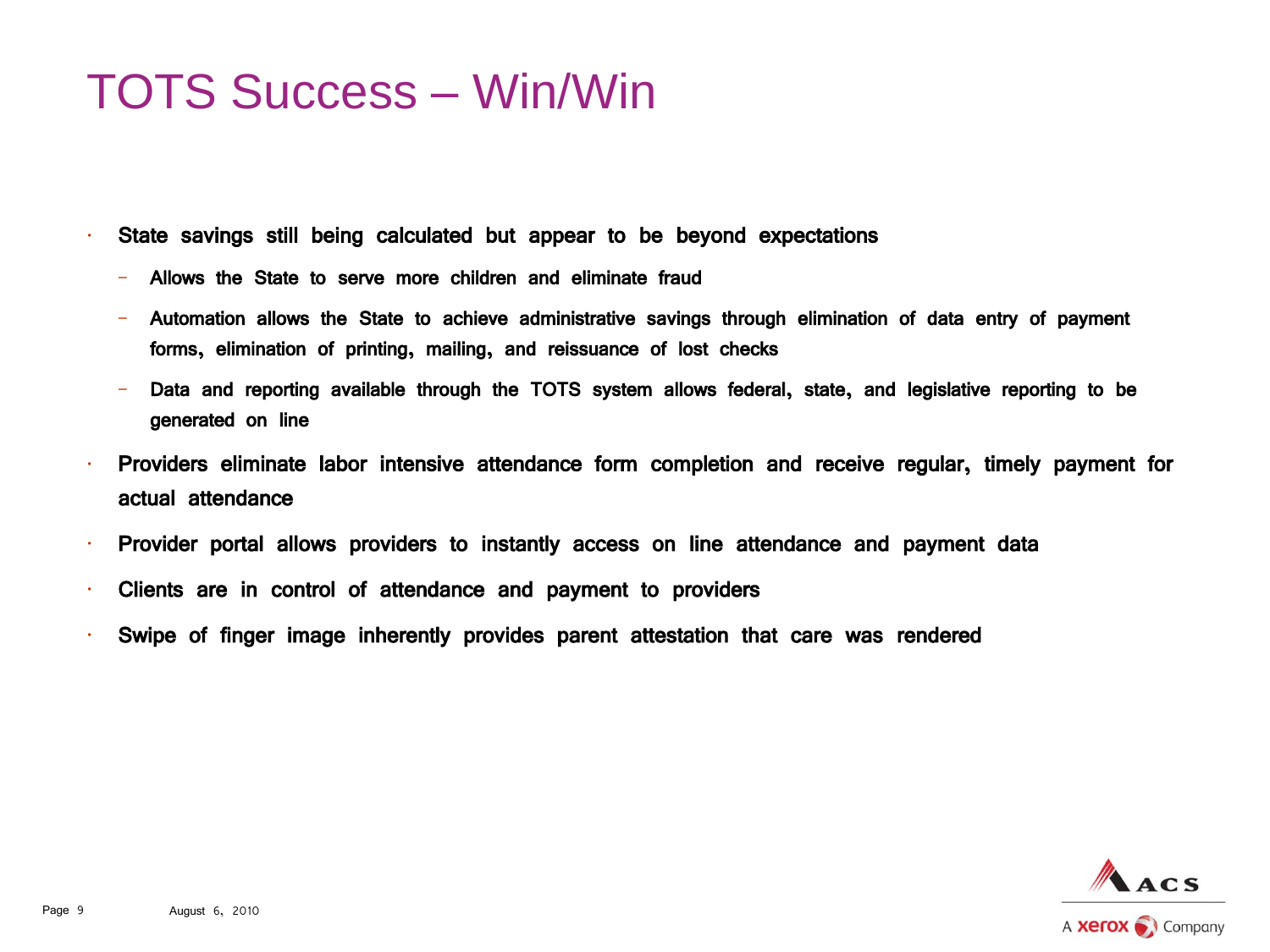# TOTS Success – Win/Win

- State savings still being calculated but appear to be beyond expectations
  - Allows the State to serve more children and eliminate fraud
  - Automation allows the State to achieve administrative savings through elimination of data entry of payment forms, elimination of printing, mailing, and reissuance of lost checks
  - Data and reporting available through the TOTS system allows federal, state, and legislative reporting to be generated on line
- Providers eliminate labor intensive attendance form completion and receive regular, timely payment for actual attendance
- Provider portal allows providers to instantly access on line attendance and payment data
- Clients are in control of attendance and payment to providers
- Swipe of finger image inherently provides parent attestation that care was rendered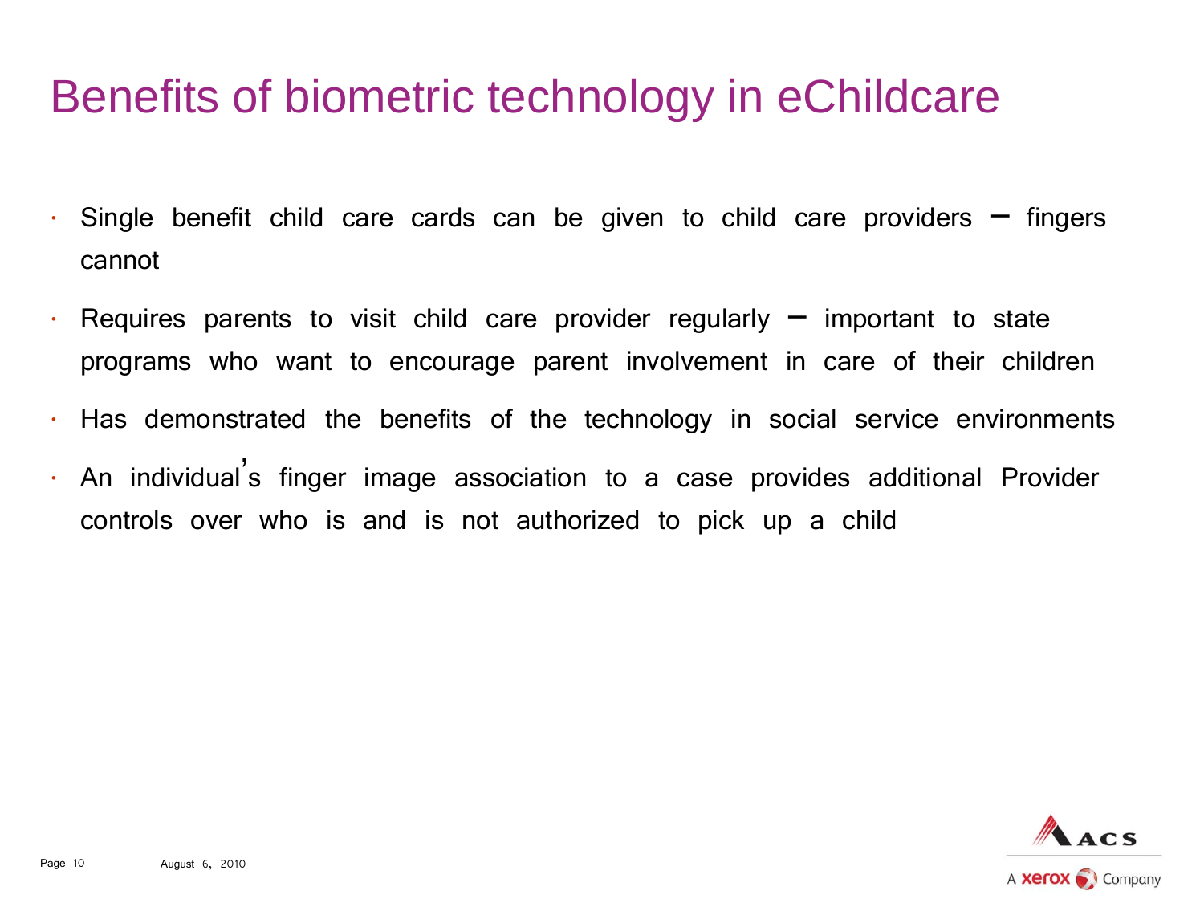# Benefits of biometric technology in eChildcare

- Single benefit child care cards can be given to child care providers – fingers cannot
- Requires parents to visit child care provider regularly – important to state programs who want to encourage parent involvement in care of their children
- Has demonstrated the benefits of the technology in social service environments
- An individual's finger image association to a case provides additional Provider controls over who is and is not authorized to pick up a child